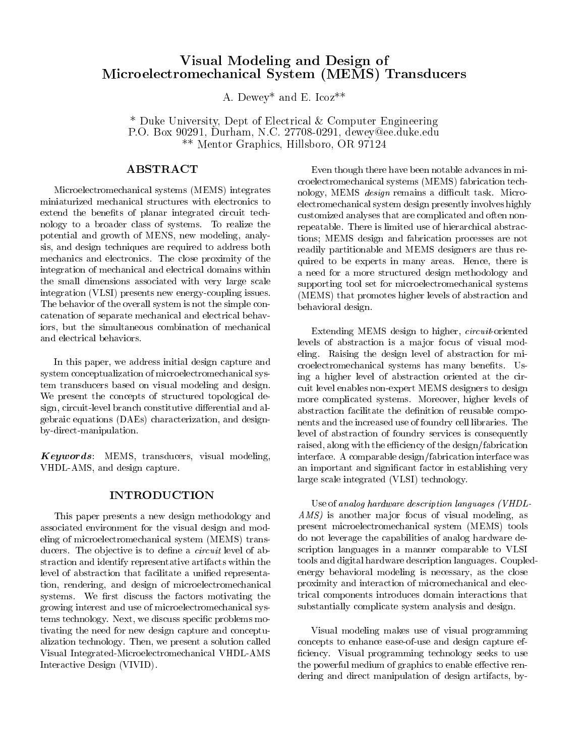# Visual Modeling and Design of Microelectromechanical System (MEMS) Transducers

A. Dewey* and E. Icoz**

* Duke University, Dept of Electrical & Computer Engineering
P.O. Box 90291, Durham, N.C. 27708-0291, dewey@ee.duke.edu
** Mentor Graphics, Hillsboro, OR 97124

## ABSTRACT

Microelectromechanical systems (MEMS) integrates miniaturized mechanical structures with electronics to extend the benefits of planar integrated circuit technology to a broader class of systems. To realize the potential and growth of MENS, new modeling, analysis, and design techniques are required to address both mechanics and electronics. The close proximity of the integration of mechanical and electrical domains within the small dimensions associated with very large scale integration (VLSI) presents new energy-coupling issues. The behavior of the overall system is not the simple concatenation of separate mechanical and electrical behaviors, but the simultaneous combination of mechanical and electrical behaviors.

In this paper, we address initial design capture and system conceptualization of microelectromechanical system transducers based on visual modeling and design. We present the concepts of structured topological design, circuit-level branch constitutive differential and algebraic equations (DAEs) characterization, and design-by-direct-manipulation.

***Keywords***: MEMS, transducers, visual modeling, VHDL-AMS, and design capture.

## INTRODUCTION

This paper presents a new design methodology and associated environment for the visual design and modeling of microelectromechanical system (MEMS) transducers. The objective is to define a *circuit* level of abstraction and identify representative artifacts within the level of abstraction that facilitate a unified representation, rendering, and design of microelectromechanical systems. We first discuss the factors motivating the growing interest and use of microelectromechanical systems technology. Next, we discuss specific problems motivating the need for new design capture and conceptualization technology. Then, we present a solution called Visual Integrated-Microelectromechanical VHDL-AMS Interactive Design (VIVID).

Even though there have been notable advances in microelectromechanical systems (MEMS) fabrication technology, MEMS *design* remains a difficult task. Microelectromechanical system design presently involves highly customized analyses that are complicated and often non-repeatable. There is limited use of hierarchical abstractions; MEMS design and fabrication processes are not readily partitionable and MEMS designers are thus required to be experts in many areas. Hence, there is a need for a more structured design methodology and supporting tool set for microelectromechanical systems (MEMS) that promotes higher levels of abstraction and behavioral design.

Extending MEMS design to higher, *circuit*-oriented levels of abstraction is a major focus of visual modeling. Raising the design level of abstraction for microelectromechanical systems has many benefits. Using a higher level of abstraction oriented at the circuit level enables non-expert MEMS designers to design more complicated systems. Moreover, higher levels of abstraction facilitate the definition of reusable components and the increased use of foundry cell libraries. The level of abstraction of foundry services is consequently raised, along with the efficiency of the design/fabrication interface. A comparable design/fabrication interface was an important and significant factor in establishing very large scale integrated (VLSI) technology.

Use of *analog hardware description languages (VHDL-AMS)* is another major focus of visual modeling, as present microelectromechanical system (MEMS) tools do not leverage the capabilities of analog hardware description languages in a manner comparable to VLSI tools and digital hardware description languages. Coupled-energy behavioral modeling is necessary, as the close proximity and interaction of micromechanical and electrical components introduces domain interactions that substantially complicate system analysis and design.

Visual modeling makes use of visual programming concepts to enhance ease-of-use and design capture efficiency. Visual programming technology seeks to use the powerful medium of graphics to enable effective rendering and direct manipulation of design artifacts, by-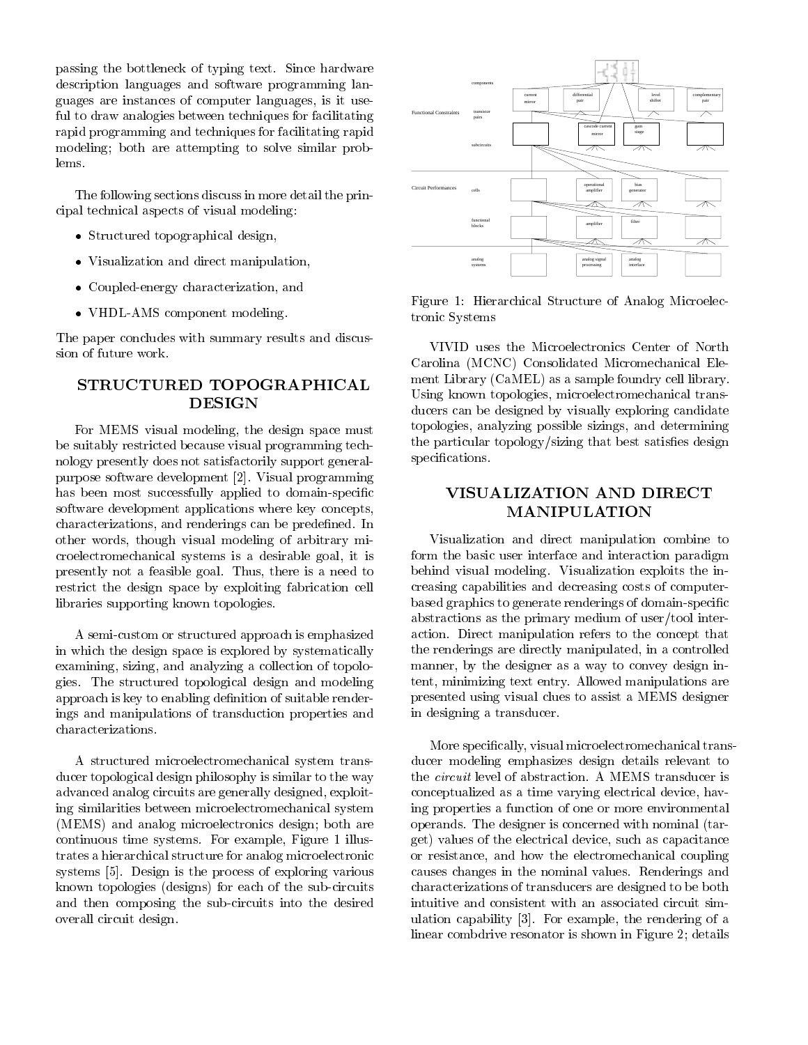passing the bottleneck of typing text. Since hardware description languages and software programming languages are instances of computer languages, is it useful to draw analogies between techniques for facilitating rapid programming and techniques for facilitating rapid modeling; both are attempting to solve similar problems.

The following sections discuss in more detail the principal technical aspects of visual modeling:

- Structured topographical design,
- Visualization and direct manipulation,
- Coupled-energy characterization, and
- VHDL-AMS component modeling.

The paper concludes with summary results and discussion of future work.

## STRUCTURED TOPOGRAPHICAL DESIGN

For MEMS visual modeling, the design space must be suitably restricted because visual programming technology presently does not satisfactorily support general-purpose software development [2]. Visual programming has been most successfully applied to domain-specific software development applications where key concepts, characterizations, and renderings can be predefined. In other words, though visual modeling of arbitrary microelectromechanical systems is a desirable goal, it is presently not a feasible goal. Thus, there is a need to restrict the design space by exploiting fabrication cell libraries supporting known topologies.

A semi-custom or structured approach is emphasized in which the design space is explored by systematically examining, sizing, and analyzing a collection of topologies. The structured topological design and modeling approach is key to enabling definition of suitable renderings and manipulations of transduction properties and characterizations.

A structured microelectromechanical system transducer topological design philosophy is similar to the way advanced analog circuits are generally designed, exploiting similarities between microelectromechanical system (MEMS) and analog microelectronics design; both are continuous time systems. For example, Figure 1 illustrates a hierarchical structure for analog microelectronic systems [5]. Design is the process of exploring various known topologies (designs) for each of the sub-circuits and then composing the sub-circuits into the desired overall circuit design.

Figure 1: Hierarchical Structure of Analog Microelectronic Systems

VIVID uses the Microelectronics Center of North Carolina (MCNC) Consolidated Micromechanical Element Library (CaMEL) as a sample foundry cell library. Using known topologies, microelectromechanical transducers can be designed by visually exploring candidate topologies, analyzing possible sizings, and determining the particular topology/sizing that best satisfies design specifications.

## VISUALIZATION AND DIRECT MANIPULATION

Visualization and direct manipulation combine to form the basic user interface and interaction paradigm behind visual modeling. Visualization exploits the increasing capabilities and decreasing costs of computer-based graphics to generate renderings of domain-specific abstractions as the primary medium of user/tool interaction. Direct manipulation refers to the concept that the renderings are directly manipulated, in a controlled manner, by the designer as a way to convey design intent, minimizing text entry. Allowed manipulations are presented using visual clues to assist a MEMS designer in designing a transducer.

More specifically, visual microelectromechanical transducer modeling emphasizes design details relevant to the *circuit* level of abstraction. A MEMS transducer is conceptualized as a time varying electrical device, having properties a function of one or more environmental operands. The designer is concerned with nominal (target) values of the electrical device, such as capacitance or resistance, and how the electromechanical coupling causes changes in the nominal values. Renderings and characterizations of transducers are designed to be both intuitive and consistent with an associated circuit simulation capability [3]. For example, the rendering of a linear combdrive resonator is shown in Figure 2; details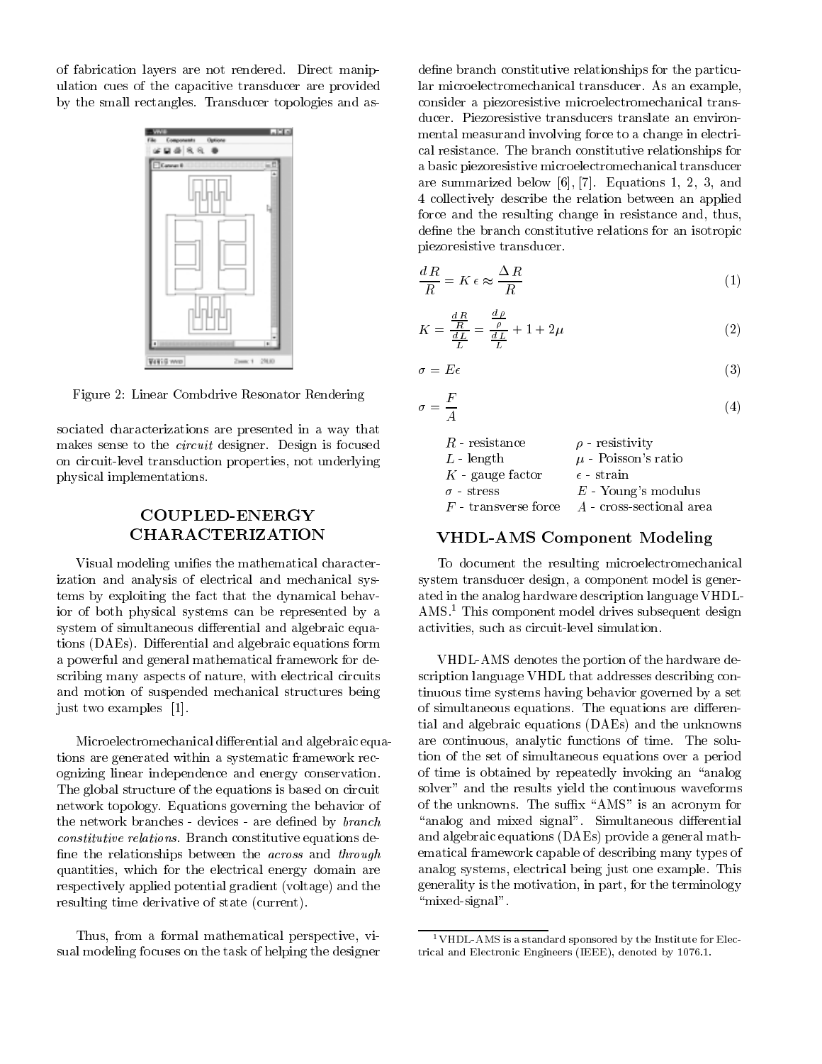of fabrication layers are not rendered. Direct manipulation cues of the capacitive transducer are provided by the small rectangles. Transducer topologies and associated characterizations are presented in a way that makes sense to the *circuit* designer. Design is focused on circuit-level transduction properties, not underlying physical implementations.

Figure 2: Linear Combdrive Resonator Rendering

## COUPLED-ENERGY CHARACTERIZATION

Visual modeling unifies the mathematical characterization and analysis of electrical and mechanical systems by exploiting the fact that the dynamical behavior of both physical systems can be represented by a system of simultaneous differential and algebraic equations (DAEs). Differential and algebraic equations form a powerful and general mathematical framework for describing many aspects of nature, with electrical circuits and motion of suspended mechanical structures being just two examples [1].

Microelectromechanical differential and algebraic equations are generated within a systematic framework recognizing linear independence and energy conservation. The global structure of the equations is based on circuit network topology. Equations governing the behavior of the network branches - devices - are defined by *branch constitutive relations*. Branch constitutive equations define the relationships between the *across* and *through* quantities, which for the electrical energy domain are respectively applied potential gradient (voltage) and the resulting time derivative of state (current).

Thus, from a formal mathematical perspective, visual modeling focuses on the task of helping the designer define branch constitutive relationships for the particular microelectromechanical transducer. As an example, consider a piezoresistive microelectromechanical transducer. Piezoresistive transducers translate an environmental measurand involving force to a change in electrical resistance. The branch constitutive relationships for a basic piezoresistive microelectromechanical transducer are summarized below [6], [7]. Equations 1, 2, 3, and 4 collectively describe the relation between an applied force and the resulting change in resistance and, thus, define the branch constitutive relations for an isotropic piezoresistive transducer.

$$\frac{dR}{R} = K\epsilon \approx \frac{\Delta R}{R} \tag{1}$$

$$K = \frac{\frac{dR}{R}}{\frac{dL}{L}} = \frac{\frac{d\rho}{\rho}}{\frac{dL}{L}} + 1 + 2\mu \tag{2}$$

$$\sigma = E\epsilon \tag{3}$$

$$\sigma = \frac{F}{A} \tag{4}$$

| | |
|---|---|
| $R$ - resistance | $\rho$ - resistivity |
| $L$ - length | $\mu$ - Poisson's ratio |
| $K$ - gauge factor | $\epsilon$ - strain |
| $\sigma$ - stress | $E$ - Young's modulus |
| $F$ - transverse force | $A$ - cross-sectional area |

### VHDL-AMS Component Modeling

To document the resulting microelectromechanical system transducer design, a component model is generated in the analog hardware description language VHDL-AMS.[1] This component model drives subsequent design activities, such as circuit-level simulation.

VHDL-AMS denotes the portion of the hardware description language VHDL that addresses describing continuous time systems having behavior governed by a set of simultaneous equations. The equations are differential and algebraic equations (DAEs) and the unknowns are continuous, analytic functions of time. The solution of the set of simultaneous equations over a period of time is obtained by repeatedly invoking an "analog solver" and the results yield the continuous waveforms of the unknowns. The suffix "AMS" is an acronym for "analog and mixed signal". Simultaneous differential and algebraic equations (DAEs) provide a general mathematical framework capable of describing many types of analog systems, electrical being just one example. This generality is the motivation, in part, for the terminology "mixed-signal".

[1] VHDL-AMS is a standard sponsored by the Institute for Electrical and Electronic Engineers (IEEE), denoted by 1076.1.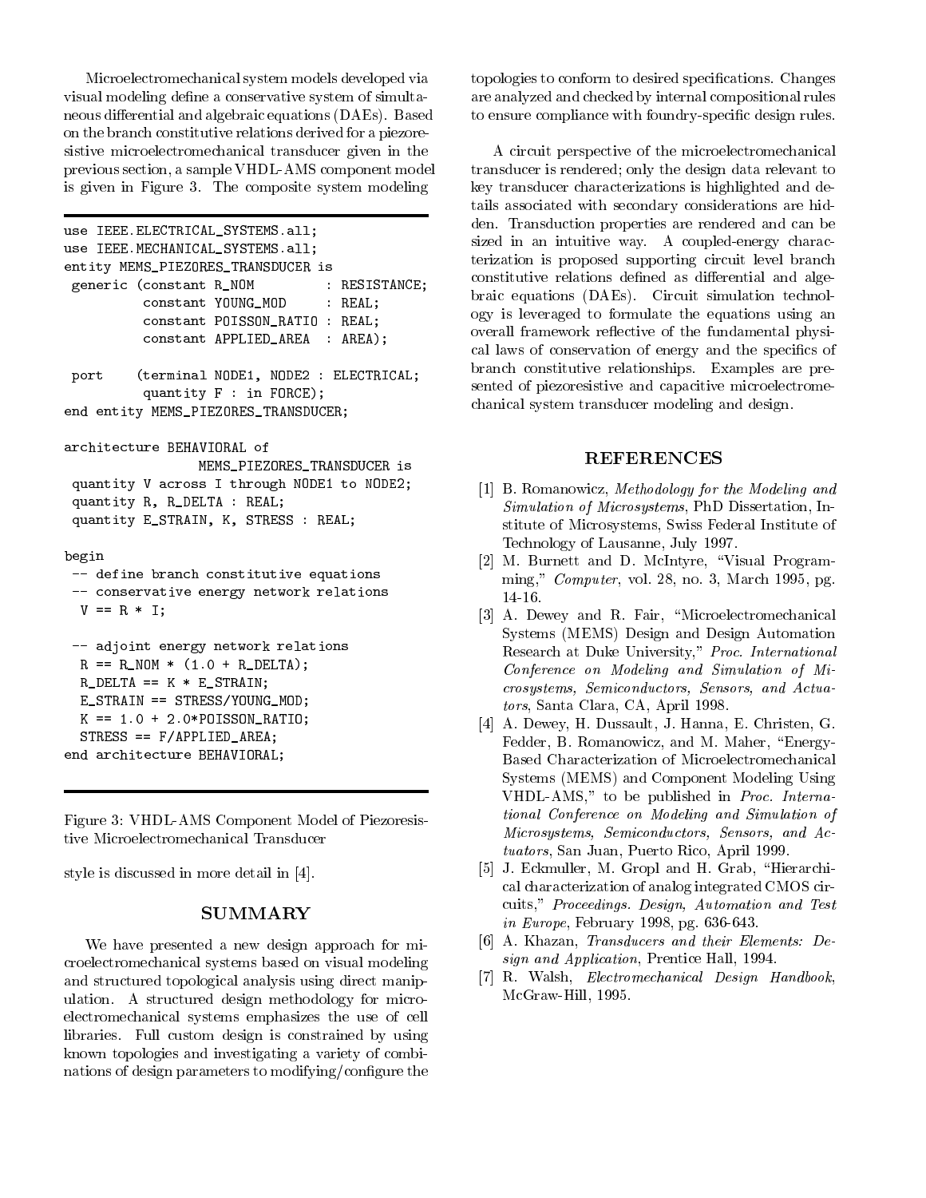Microelectromechanical system models developed via visual modeling define a conservative system of simultaneous differential and algebraic equations (DAEs). Based on the branch constitutive relations derived for a piezoresistive microelectromechanical transducer given in the previous section, a sample VHDL-AMS component model is given in Figure 3. The composite system modeling style is discussed in more detail in [4].

```
use IEEE.ELECTRICAL_SYSTEMS.all;
use IEEE.MECHANICAL_SYSTEMS.all;
entity MEMS_PIEZORES_TRANSDUCER is
 generic (constant R_NOM         : RESISTANCE;
          constant YOUNG_MOD     : REAL;
          constant POISSON_RATIO : REAL;
          constant APPLIED_AREA  : AREA);

 port    (terminal NODE1, NODE2 : ELECTRICAL;
          quantity F : in FORCE);
end entity MEMS_PIEZORES_TRANSDUCER;

architecture BEHAVIORAL of
                 MEMS_PIEZORES_TRANSDUCER is
 quantity V across I through NODE1 to NODE2;
 quantity R, R_DELTA : REAL;
 quantity E_STRAIN, K, STRESS : REAL;

begin
 -- define branch constitutive equations
 -- conservative energy network relations
  V == R * I;

 -- adjoint energy network relations
  R == R_NOM * (1.0 + R_DELTA);
  R_DELTA == K * E_STRAIN;
  E_STRAIN == STRESS/YOUNG_MOD;
  K == 1.0 + 2.0*POISSON_RATIO;
  STRESS == F/APPLIED_AREA;
end architecture BEHAVIORAL;
```

Figure 3: VHDL-AMS Component Model of Piezoresistive Microelectromechanical Transducer

## SUMMARY

We have presented a new design approach for microelectromechanical systems based on visual modeling and structured topological analysis using direct manipulation. A structured design methodology for microelectromechanical systems emphasizes the use of cell libraries. Full custom design is constrained by using known topologies and investigating a variety of combinations of design parameters to modifying/configure the topologies to conform to desired specifications. Changes are analyzed and checked by internal compositional rules to ensure compliance with foundry-specific design rules.

A circuit perspective of the microelectromechanical transducer is rendered; only the design data relevant to key transducer characterizations is highlighted and details associated with secondary considerations are hidden. Transduction properties are rendered and can be sized in an intuitive way. A coupled-energy characterization is proposed supporting circuit level branch constitutive relations defined as differential and algebraic equations (DAEs). Circuit simulation technology is leveraged to formulate the equations using an overall framework reflective of the fundamental physical laws of conservation of energy and the specifics of branch constitutive relationships. Examples are presented of piezoresistive and capacitive microelectromechanical system transducer modeling and design.

## REFERENCES

[1] B. Romanowicz, *Methodology for the Modeling and Simulation of Microsystems*, PhD Dissertation, Institute of Microsystems, Swiss Federal Institute of Technology of Lausanne, July 1997.

[2] M. Burnett and D. McIntyre, "Visual Programming," *Computer*, vol. 28, no. 3, March 1995, pg. 14-16.

[3] A. Dewey and R. Fair, "Microelectromechanical Systems (MEMS) Design and Design Automation Research at Duke University," *Proc. International Conference on Modeling and Simulation of Microsystems, Semiconductors, Sensors, and Actuators*, Santa Clara, CA, April 1998.

[4] A. Dewey, H. Dussault, J. Hanna, E. Christen, G. Fedder, B. Romanowicz, and M. Maher, "Energy-Based Characterization of Microelectromechanical Systems (MEMS) and Component Modeling Using VHDL-AMS," to be published in *Proc. International Conference on Modeling and Simulation of Microsystems, Semiconductors, Sensors, and Actuators*, San Juan, Puerto Rico, April 1999.

[5] J. Eckmuller, M. Gropl and H. Grab, "Hierarchical characterization of analog integrated CMOS circuits," *Proceedings. Design, Automation and Test in Europe*, February 1998, pg. 636-643.

[6] A. Khazan, *Transducers and their Elements: Design and Application*, Prentice Hall, 1994.

[7] R. Walsh, *Electromechanical Design Handbook*, McGraw-Hill, 1995.